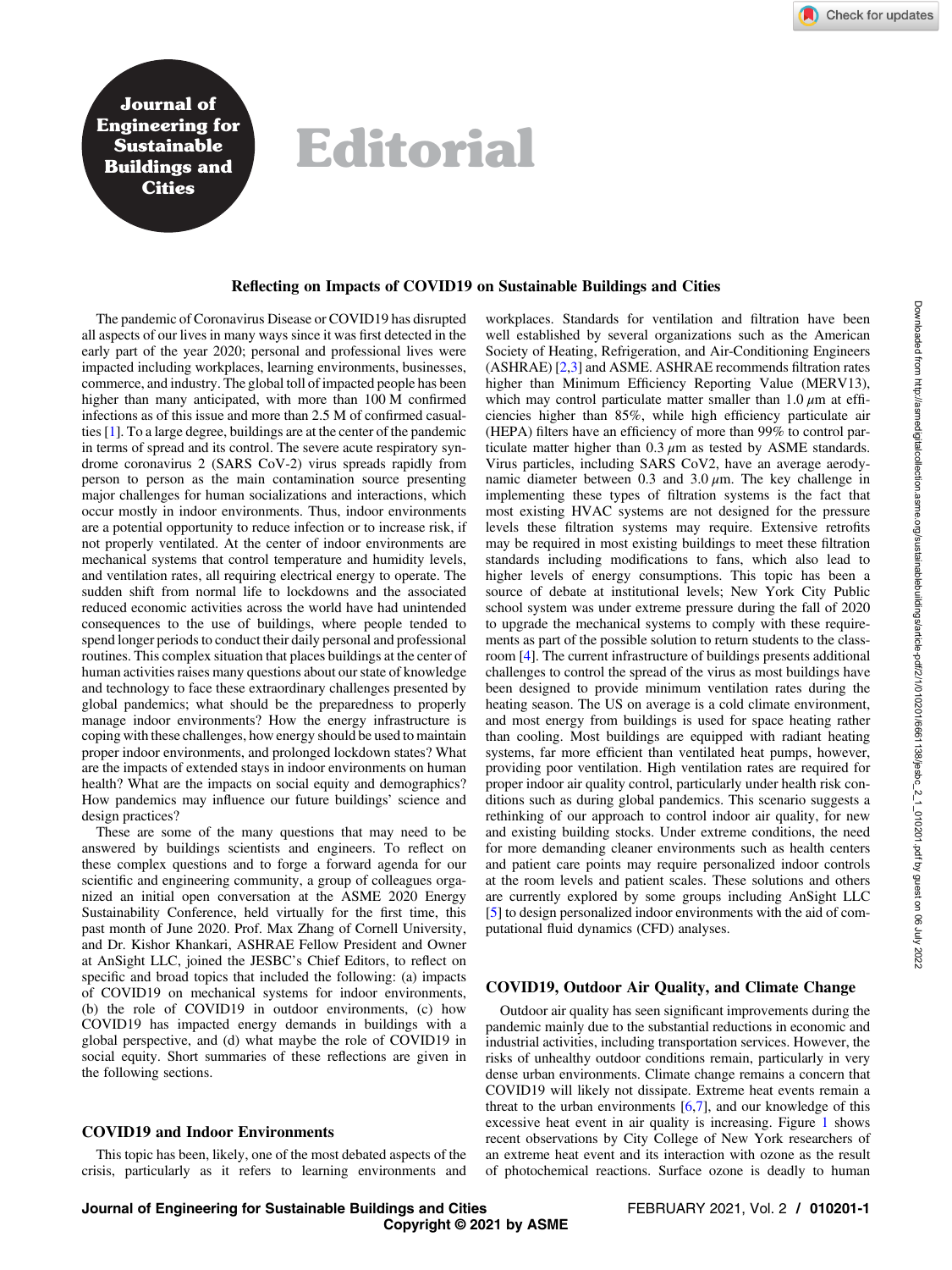# Editorial

## Reflecting on Impacts of COVID19 on Sustainable Buildings and Cities

The pandemic of Coronavirus Disease or COVID19 has disrupted all aspects of our lives in many ways since it was first detected in the early part of the year 2020; personal and professional lives were impacted including workplaces, learning environments, businesses, commerce, and industry. The global toll of impacted people has been higher than many anticipated, with more than 100 M confirmed infections as of this issue and more than 2.5 M of confirmed casualties [1]. To a large degree, buildings are at the center of the pandemic in terms of spread and its control. The severe acute respiratory syndrome coronavirus 2 (SARS CoV-2) virus spreads rapidly from person to person as the main contamination source presenting major challenges for human socializations and interactions, which occur mostly in indoor environments. Thus, indoor environments are a potential opportunity to reduce infection or to increase risk, if not properly ventilated. At the center of indoor environments are mechanical systems that control temperature and humidity levels, and ventilation rates, all requiring electrical energy to operate. The sudden shift from normal life to lockdowns and the associated reduced economic activities across the world have had unintended consequences to the use of buildings, where people tended to spend longer periods to conduct their daily personal and professional routines. This complex situation that places buildings at the center of human activities raises many questions about our state of knowledge and technology to face these extraordinary challenges presented by global pandemics; what should be the preparedness to properly manage indoor environments? How the energy infrastructure is coping with these challenges, how energy should be used to maintain proper indoor environments, and prolonged lockdown states? What are the impacts of extended stays in indoor environments on human health? What are the impacts on social equity and demographics? How pandemics may influence our future buildings' science and design practices?

These are some of the many questions that may need to be answered by buildings scientists and engineers. To reflect on these complex questions and to forge a forward agenda for our scientific and engineering community, a group of colleagues organized an initial open conversation at the ASME 2020 Energy Sustainability Conference, held virtually for the first time, this past month of June 2020. Prof. Max Zhang of Cornell University, and Dr. Kishor Khankari, ASHRAE Fellow President and Owner at AnSight LLC, joined the JESBC's Chief Editors, to reflect on specific and broad topics that included the following: (a) impacts of COVID19 on mechanical systems for indoor environments, (b) the role of COVID19 in outdoor environments, (c) how COVID19 has impacted energy demands in buildings with a global perspective, and (d) what maybe the role of COVID19 in social equity. Short summaries of these reflections are given in the following sections.

## COVID19 and Indoor Environments

This topic has been, likely, one of the most debated aspects of the crisis, particularly as it refers to learning environments and workplaces. Standards for ventilation and filtration have been well established by several organizations such as the American Society of Heating, Refrigeration, and Air-Conditioning Engineers (ASHRAE) [2,3] and ASME. ASHRAE recommends filtration rates higher than Minimum Efficiency Reporting Value (MERV13), which may control particulate matter smaller than 1.0 $\mu$m at efficiencies higher than 85%, while high efficiency particulate air (HEPA) filters have an efficiency of more than 99% to control particulate matter higher than 0.3 $\mu$m as tested by ASME standards. Virus particles, including SARS CoV2, have an average aerodynamic diameter between 0.3 and 3.0 $\mu$m. The key challenge in implementing these types of filtration systems is the fact that most existing HVAC systems are not designed for the pressure levels these filtration systems may require. Extensive retrofits may be required in most existing buildings to meet these filtration standards including modifications to fans, which also lead to higher levels of energy consumptions. This topic has been a source of debate at institutional levels; New York City Public school system was under extreme pressure during the fall of 2020 to upgrade the mechanical systems to comply with these requirements as part of the possible solution to return students to the classroom [4]. The current infrastructure of buildings presents additional challenges to control the spread of the virus as most buildings have been designed to provide minimum ventilation rates during the heating season. The US on average is a cold climate environment, and most energy from buildings is used for space heating rather than cooling. Most buildings are equipped with radiant heating systems, far more efficient than ventilated heat pumps, however, providing poor ventilation. High ventilation rates are required for proper indoor air quality control, particularly under health risk conditions such as during global pandemics. This scenario suggests a rethinking of our approach to control indoor air quality, for new and existing building stocks. Under extreme conditions, the need for more demanding cleaner environments such as health centers and patient care points may require personalized indoor controls at the room levels and patient scales. These solutions and others are currently explored by some groups including AnSight LLC [5] to design personalized indoor environments with the aid of computational fluid dynamics (CFD) analyses.

## COVID19, Outdoor Air Quality, and Climate Change

Outdoor air quality has seen significant improvements during the pandemic mainly due to the substantial reductions in economic and industrial activities, including transportation services. However, the risks of unhealthy outdoor conditions remain, particularly in very dense urban environments. Climate change remains a concern that COVID19 will likely not dissipate. Extreme heat events remain a threat to the urban environments [6,7], and our knowledge of this excessive heat event in air quality is increasing. Figure 1 shows recent observations by City College of New York researchers of an extreme heat event and its interaction with ozone as the result of photochemical reactions. Surface ozone is deadly to human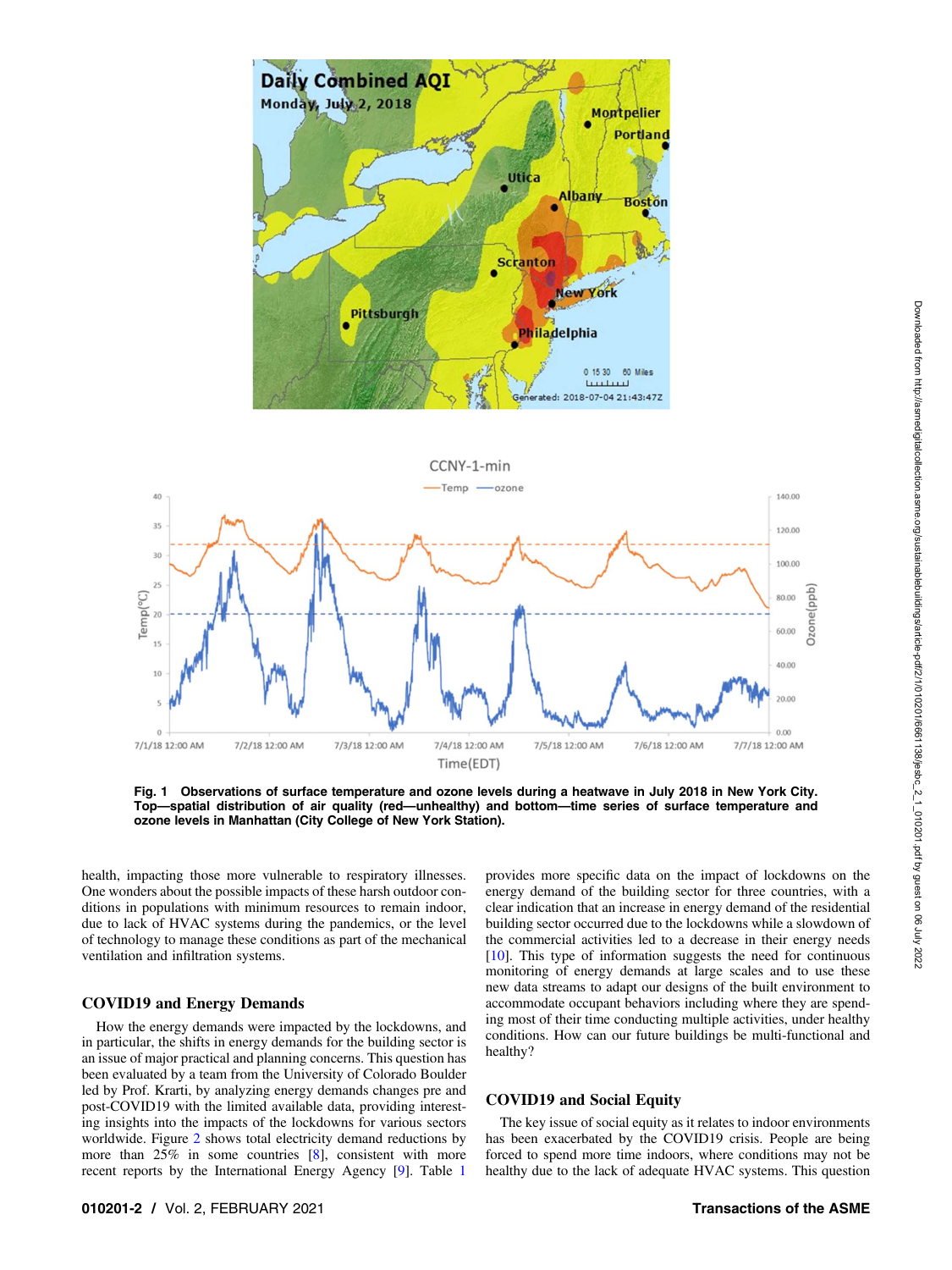**Fig. 1 Observations of surface temperature and ozone levels during a heatwave in July 2018 in New York City. Top—spatial distribution of air quality (red—unhealthy) and bottom—time series of surface temperature and ozone levels in Manhattan (City College of New York Station).**

health, impacting those more vulnerable to respiratory illnesses. One wonders about the possible impacts of these harsh outdoor conditions in populations with minimum resources to remain indoor, due to lack of HVAC systems during the pandemics, or the level of technology to manage these conditions as part of the mechanical ventilation and infiltration systems.

## COVID19 and Energy Demands

How the energy demands were impacted by the lockdowns, and in particular, the shifts in energy demands for the building sector is an issue of major practical and planning concerns. This question has been evaluated by a team from the University of Colorado Boulder led by Prof. Krarti, by analyzing energy demands changes pre and post-COVID19 with the limited available data, providing interesting insights into the impacts of the lockdowns for various sectors worldwide. Figure 2 shows total electricity demand reductions by more than 25% in some countries [8], consistent with more recent reports by the International Energy Agency [9]. Table 1 provides more specific data on the impact of lockdowns on the energy demand of the building sector for three countries, with a clear indication that an increase in energy demand of the residential building sector occurred due to the lockdowns while a slowdown of the commercial activities led to a decrease in their energy needs [10]. This type of information suggests the need for continuous monitoring of energy demands at large scales and to use these new data streams to adapt our designs of the built environment to accommodate occupant behaviors including where they are spending most of their time conducting multiple activities, under healthy conditions. How can our future buildings be multi-functional and healthy?

## COVID19 and Social Equity

The key issue of social equity as it relates to indoor environments has been exacerbated by the COVID19 crisis. People are being forced to spend more time indoors, where conditions may not be healthy due to the lack of adequate HVAC systems. This question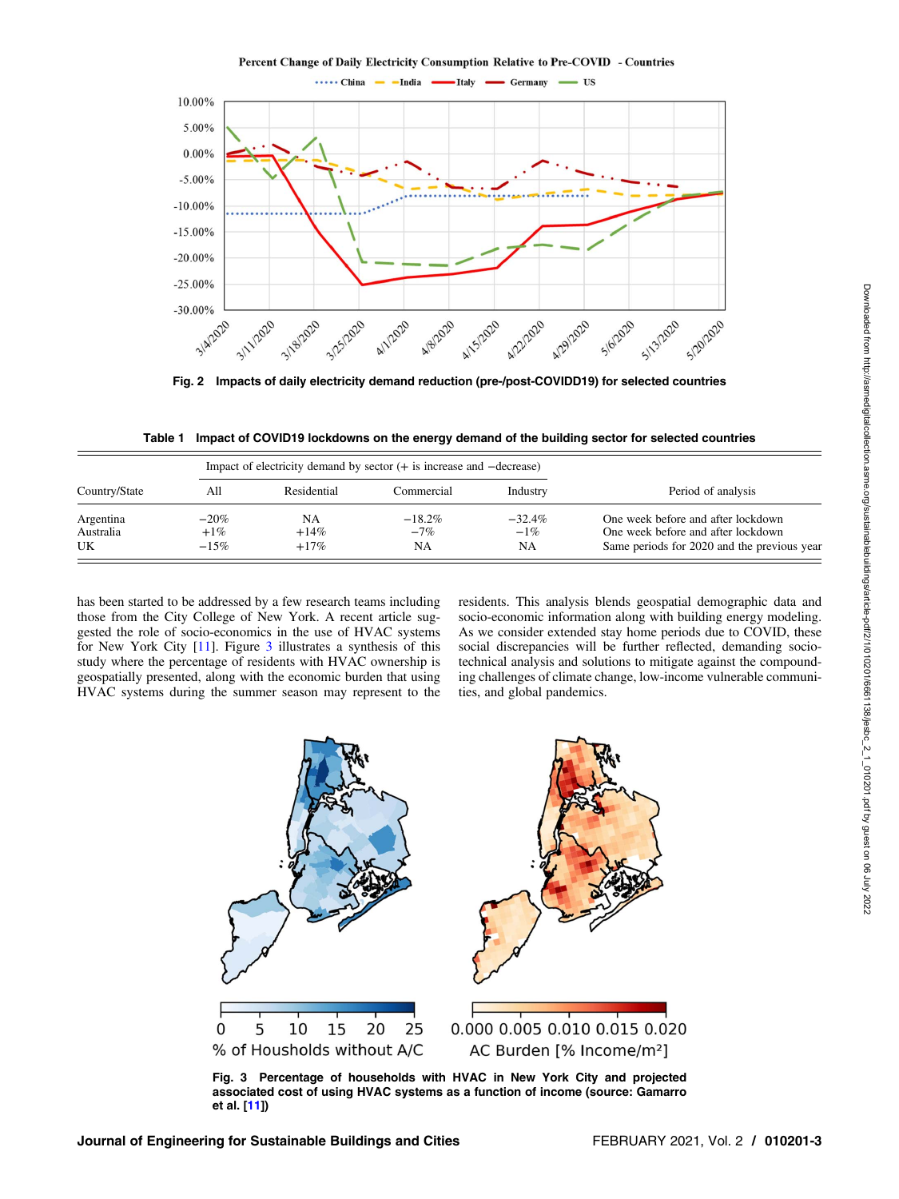Fig. 2 Impacts of daily electricity demand reduction (pre-/post-COVIDD19) for selected countries

Table 1 Impact of COVID19 lockdowns on the energy demand of the building sector for selected countries

| Country/State | Impact of electricity demand by sector (+ is increase and −decrease) | | | | Period of analysis |
|---|---|---|---|---|---|
| | All | Residential | Commercial | Industry | |
| Argentina | −20% | NA | −18.2% | −32.4% | One week before and after lockdown |
| Australia | +1% | +14% | −7% | −1% | One week before and after lockdown |
| UK | −15% | +17% | NA | NA | Same periods for 2020 and the previous year |

has been started to be addressed by a few research teams including those from the City College of New York. A recent article suggested the role of socio-economics in the use of HVAC systems for New York City [11]. Figure 3 illustrates a synthesis of this study where the percentage of residents with HVAC ownership is geospatially presented, along with the economic burden that using HVAC systems during the summer season may represent to the residents. This analysis blends geospatial demographic data and socio-economic information along with building energy modeling. As we consider extended stay home periods due to COVID, these social discrepancies will be further reflected, demanding socio-technical analysis and solutions to mitigate against the compounding challenges of climate change, low-income vulnerable communities, and global pandemics.

Fig. 3 Percentage of households with HVAC in New York City and projected associated cost of using HVAC systems as a function of income (source: Gamarro et al. [11])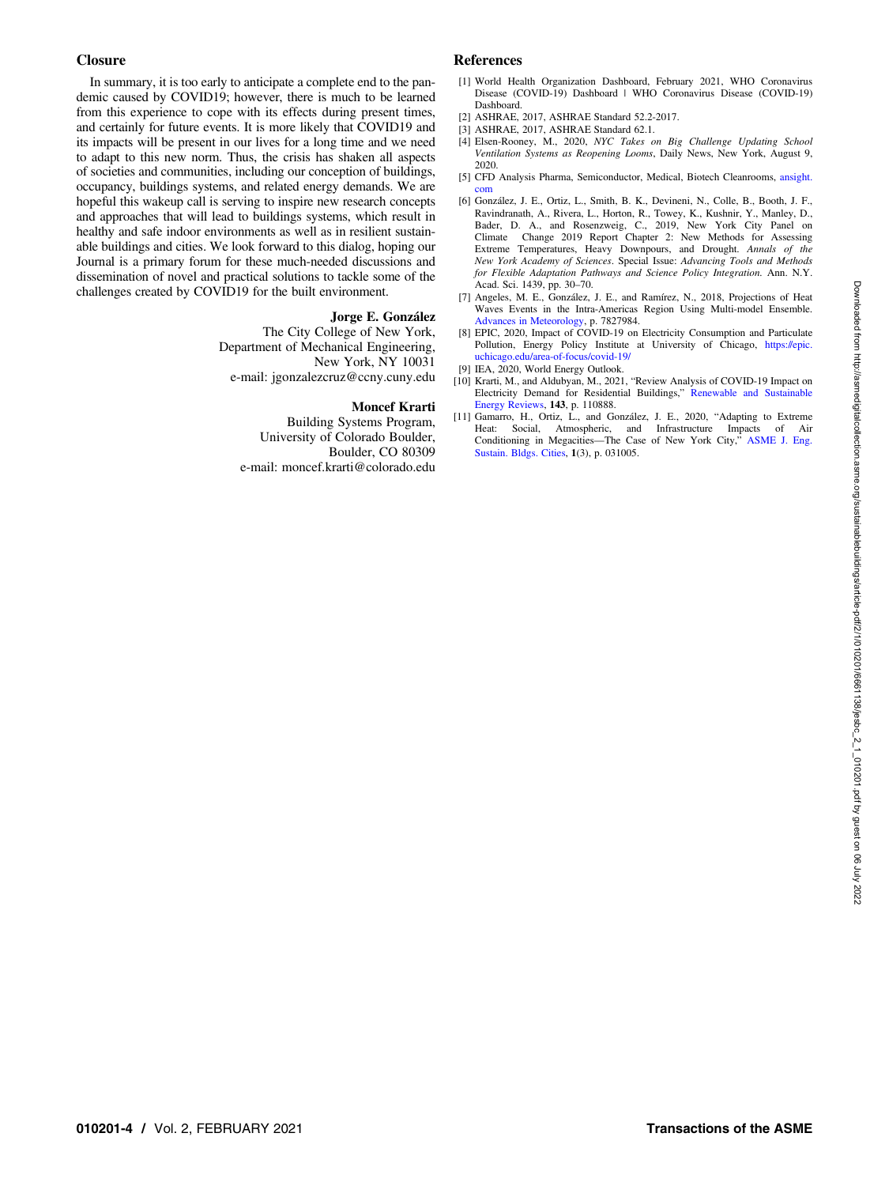## Closure

In summary, it is too early to anticipate a complete end to the pandemic caused by COVID19; however, there is much to be learned from this experience to cope with its effects during present times, and certainly for future events. It is more likely that COVID19 and its impacts will be present in our lives for a long time and we need to adapt to this new norm. Thus, the crisis has shaken all aspects of societies and communities, including our conception of buildings, occupancy, buildings systems, and related energy demands. We are hopeful this wakeup call is serving to inspire new research concepts and approaches that will lead to buildings systems, which result in healthy and safe indoor environments as well as in resilient sustainable buildings and cities. We look forward to this dialog, hoping our Journal is a primary forum for these much-needed discussions and dissemination of novel and practical solutions to tackle some of the challenges created by COVID19 for the built environment.

**Jorge E. González**
The City College of New York,
Department of Mechanical Engineering,
New York, NY 10031
e-mail: jgonzalezcruz@ccny.cuny.edu

**Moncef Krarti**
Building Systems Program,
University of Colorado Boulder,
Boulder, CO 80309
e-mail: moncef.krarti@colorado.edu

## References

[1] World Health Organization Dashboard, February 2021, WHO Coronavirus Disease (COVID-19) Dashboard | WHO Coronavirus Disease (COVID-19) Dashboard.

[2] ASHRAE, 2017, ASHRAE Standard 52.2-2017.

[3] ASHRAE, 2017, ASHRAE Standard 62.1.

[4] Elsen-Rooney, M., 2020, *NYC Takes on Big Challenge Updating School Ventilation Systems as Reopening Looms*, Daily News, New York, August 9, 2020.

[5] CFD Analysis Pharma, Semiconductor, Medical, Biotech Cleanrooms, ansight.com

[6] González, J. E., Ortiz, L., Smith, B. K., Devineni, N., Colle, B., Booth, J. F., Ravindranath, A., Rivera, L., Horton, R., Towey, K., Kushnir, Y., Manley, D., Bader, D. A., and Rosenzweig, C., 2019, New York City Panel on Climate Change 2019 Report Chapter 2: New Methods for Assessing Extreme Temperatures, Heavy Downpours, and Drought. *Annals of the New York Academy of Sciences*. Special Issue: *Advancing Tools and Methods for Flexible Adaptation Pathways and Science Policy Integration.* Ann. N.Y. Acad. Sci. 1439, pp. 30–70.

[7] Angeles, M. E., González, J. E., and Ramírez, N., 2018, Projections of Heat Waves Events in the Intra-Americas Region Using Multi-model Ensemble. Advances in Meteorology, p. 7827984.

[8] EPIC, 2020, Impact of COVID-19 on Electricity Consumption and Particulate Pollution, Energy Policy Institute at University of Chicago, https://epic.uchicago.edu/area-of-focus/covid-19/

[9] IEA, 2020, World Energy Outlook.

[10] Krarti, M., and Aldubyan, M., 2021, "Review Analysis of COVID-19 Impact on Electricity Demand for Residential Buildings," Renewable and Sustainable Energy Reviews, **143**, p. 110888.

[11] Gamarro, H., Ortiz, L., and González, J. E., 2020, "Adapting to Extreme Heat: Social, Atmospheric, and Infrastructure Impacts of Air Conditioning in Megacities—The Case of New York City," ASME J. Eng. Sustain. Bldgs. Cities, **1**(3), p. 031005.